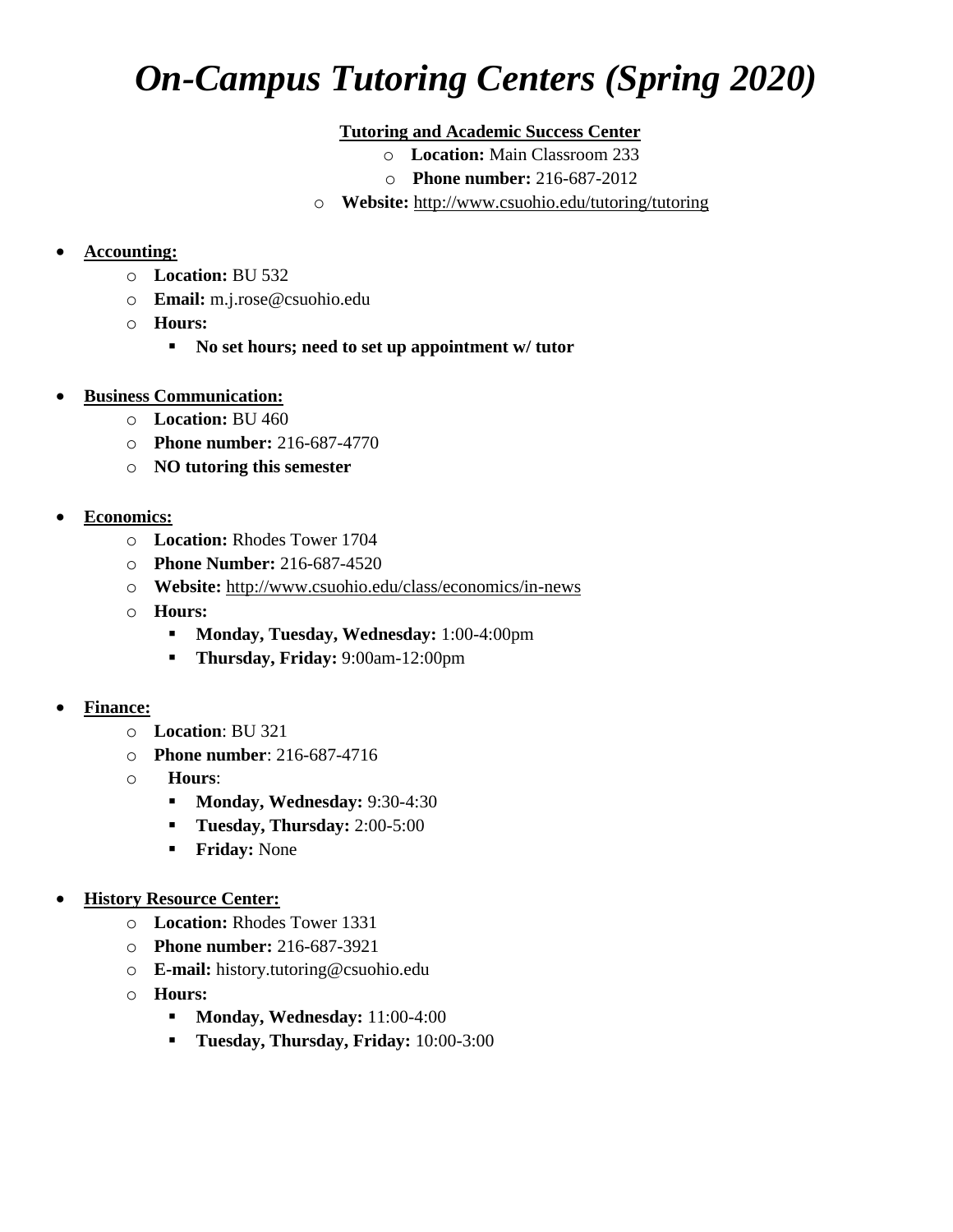# *On-Campus Tutoring Centers (Spring 2020)*

**Tutoring and Academic Success Center**

- **Location:** Main Classroom 233
- **Phone number:** 216-687-2012
- **Website:** http://www.csuohio.edu/tutoring/tutoring

- **Accounting:**
  - **Location:** BU 532
  - **Email:** m.j.rose@csuohio.edu
  - **Hours:**
    - **No set hours; need to set up appointment w/ tutor**

- **Business Communication:**
  - **Location:** BU 460
  - **Phone number:** 216-687-4770
  - **NO tutoring this semester**

- **Economics:**
  - **Location:** Rhodes Tower 1704
  - **Phone Number:** 216-687-4520
  - **Website:** http://www.csuohio.edu/class/economics/in-news
  - **Hours:**
    - **Monday, Tuesday, Wednesday:** 1:00-4:00pm
    - **Thursday, Friday:** 9:00am-12:00pm

- **Finance:**
  - **Location**: BU 321
  - **Phone number**: 216-687-4716
  - **Hours**:
    - **Monday, Wednesday:** 9:30-4:30
    - **Tuesday, Thursday:** 2:00-5:00
    - **Friday:** None

- **History Resource Center:**
  - **Location:** Rhodes Tower 1331
  - **Phone number:** 216-687-3921
  - **E-mail:** history.tutoring@csuohio.edu
  - **Hours:**
    - **Monday, Wednesday:** 11:00-4:00
    - **Tuesday, Thursday, Friday:** 10:00-3:00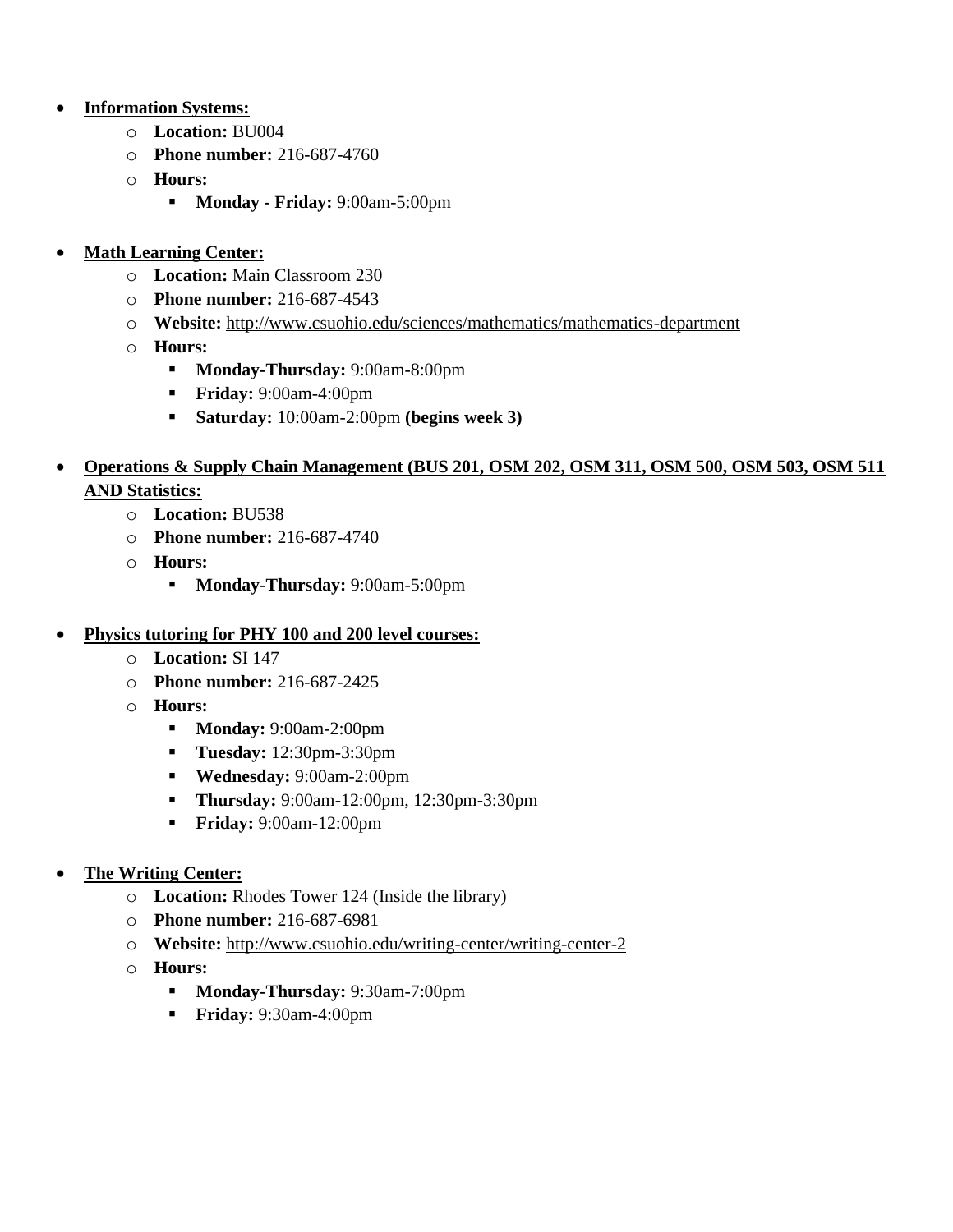- **Information Systems:**
    - **Location:** BU004
    - **Phone number:** 216-687-4760
    - **Hours:**
        - **Monday - Friday:** 9:00am-5:00pm

- **Math Learning Center:**
    - **Location:** Main Classroom 230
    - **Phone number:** 216-687-4543
    - **Website:** http://www.csuohio.edu/sciences/mathematics/mathematics-department
    - **Hours:**
        - **Monday-Thursday:** 9:00am-8:00pm
        - **Friday:** 9:00am-4:00pm
        - **Saturday:** 10:00am-2:00pm **(begins week 3)**

- **Operations & Supply Chain Management (BUS 201, OSM 202, OSM 311, OSM 500, OSM 503, OSM 511 AND Statistics:**
    - **Location:** BU538
    - **Phone number:** 216-687-4740
    - **Hours:**
        - **Monday-Thursday:** 9:00am-5:00pm

- **Physics tutoring for PHY 100 and 200 level courses:**
    - **Location:** SI 147
    - **Phone number:** 216-687-2425
    - **Hours:**
        - **Monday:** 9:00am-2:00pm
        - **Tuesday:** 12:30pm-3:30pm
        - **Wednesday:** 9:00am-2:00pm
        - **Thursday:** 9:00am-12:00pm, 12:30pm-3:30pm
        - **Friday:** 9:00am-12:00pm

- **The Writing Center:**
    - **Location:** Rhodes Tower 124 (Inside the library)
    - **Phone number:** 216-687-6981
    - **Website:** http://www.csuohio.edu/writing-center/writing-center-2
    - **Hours:**
        - **Monday-Thursday:** 9:30am-7:00pm
        - **Friday:** 9:30am-4:00pm